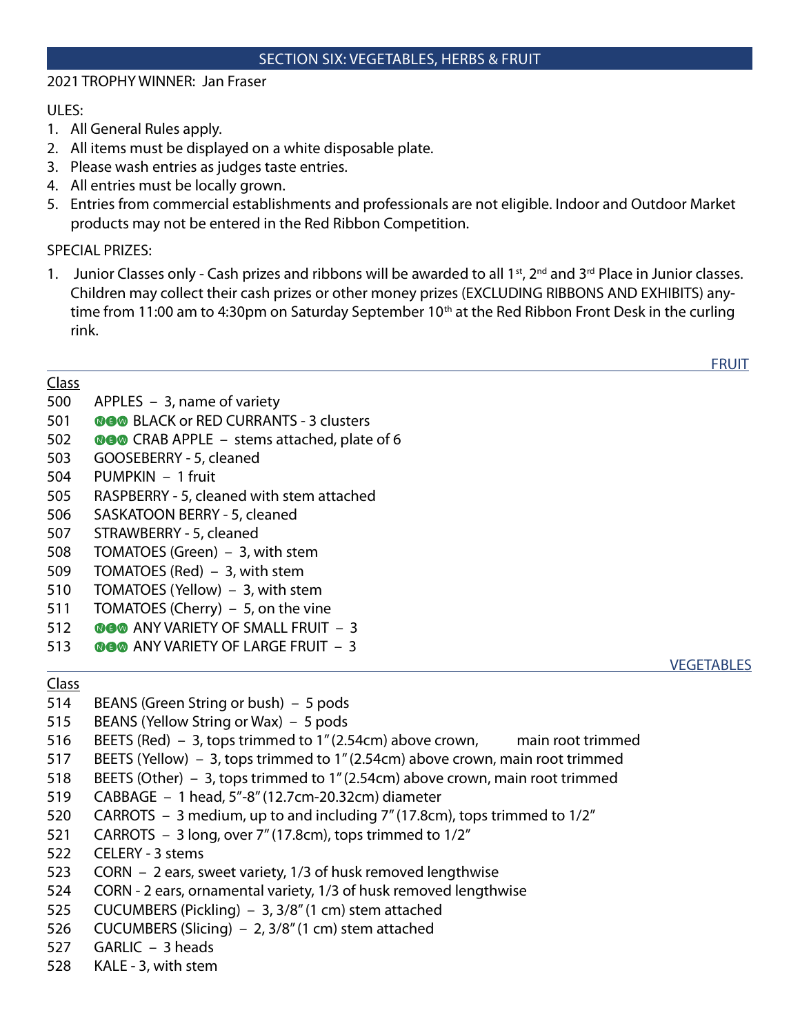## SECTION SIX: VEGETABLES, HERBS & FRUIT

2021 TROPHY WINNER: Jan Fraser

ULES:

1. All General Rules apply.
2. All items must be displayed on a white disposable plate.
3. Please wash entries as judges taste entries.
4. All entries must be locally grown.
5. Entries from commercial establishments and professionals are not eligible. Indoor and Outdoor Market products may not be entered in the Red Ribbon Competition.

SPECIAL PRIZES:

1. Junior Classes only - Cash prizes and ribbons will be awarded to all 1st, 2nd and 3rd Place in Junior classes. Children may collect their cash prizes or other money prizes (EXCLUDING RIBBONS AND EXHIBITS) anytime from 11:00 am to 4:30pm on Saturday September 10th at the Red Ribbon Front Desk in the curling rink.

### FRUIT

| Class | |
|---|---|
| 500 | APPLES – 3, name of variety |
| 501 | NEW BLACK or RED CURRANTS - 3 clusters |
| 502 | NEW CRAB APPLE – stems attached, plate of 6 |
| 503 | GOOSEBERRY - 5, cleaned |
| 504 | PUMPKIN – 1 fruit |
| 505 | RASPBERRY - 5, cleaned with stem attached |
| 506 | SASKATOON BERRY - 5, cleaned |
| 507 | STRAWBERRY - 5, cleaned |
| 508 | TOMATOES (Green) – 3, with stem |
| 509 | TOMATOES (Red) – 3, with stem |
| 510 | TOMATOES (Yellow) – 3, with stem |
| 511 | TOMATOES (Cherry) – 5, on the vine |
| 512 | NEW ANY VARIETY OF SMALL FRUIT – 3 |
| 513 | NEW ANY VARIETY OF LARGE FRUIT – 3 |

### VEGETABLES

| Class | |
|---|---|
| 514 | BEANS (Green String or bush) – 5 pods |
| 515 | BEANS (Yellow String or Wax) – 5 pods |
| 516 | BEETS (Red) – 3, tops trimmed to 1" (2.54cm) above crown, main root trimmed |
| 517 | BEETS (Yellow) – 3, tops trimmed to 1" (2.54cm) above crown, main root trimmed |
| 518 | BEETS (Other) – 3, tops trimmed to 1" (2.54cm) above crown, main root trimmed |
| 519 | CABBAGE – 1 head, 5"-8" (12.7cm-20.32cm) diameter |
| 520 | CARROTS – 3 medium, up to and including 7" (17.8cm), tops trimmed to 1/2" |
| 521 | CARROTS – 3 long, over 7" (17.8cm), tops trimmed to 1/2" |
| 522 | CELERY - 3 stems |
| 523 | CORN – 2 ears, sweet variety, 1/3 of husk removed lengthwise |
| 524 | CORN - 2 ears, ornamental variety, 1/3 of husk removed lengthwise |
| 525 | CUCUMBERS (Pickling) – 3, 3/8" (1 cm) stem attached |
| 526 | CUCUMBERS (Slicing) – 2, 3/8" (1 cm) stem attached |
| 527 | GARLIC – 3 heads |
| 528 | KALE - 3, with stem |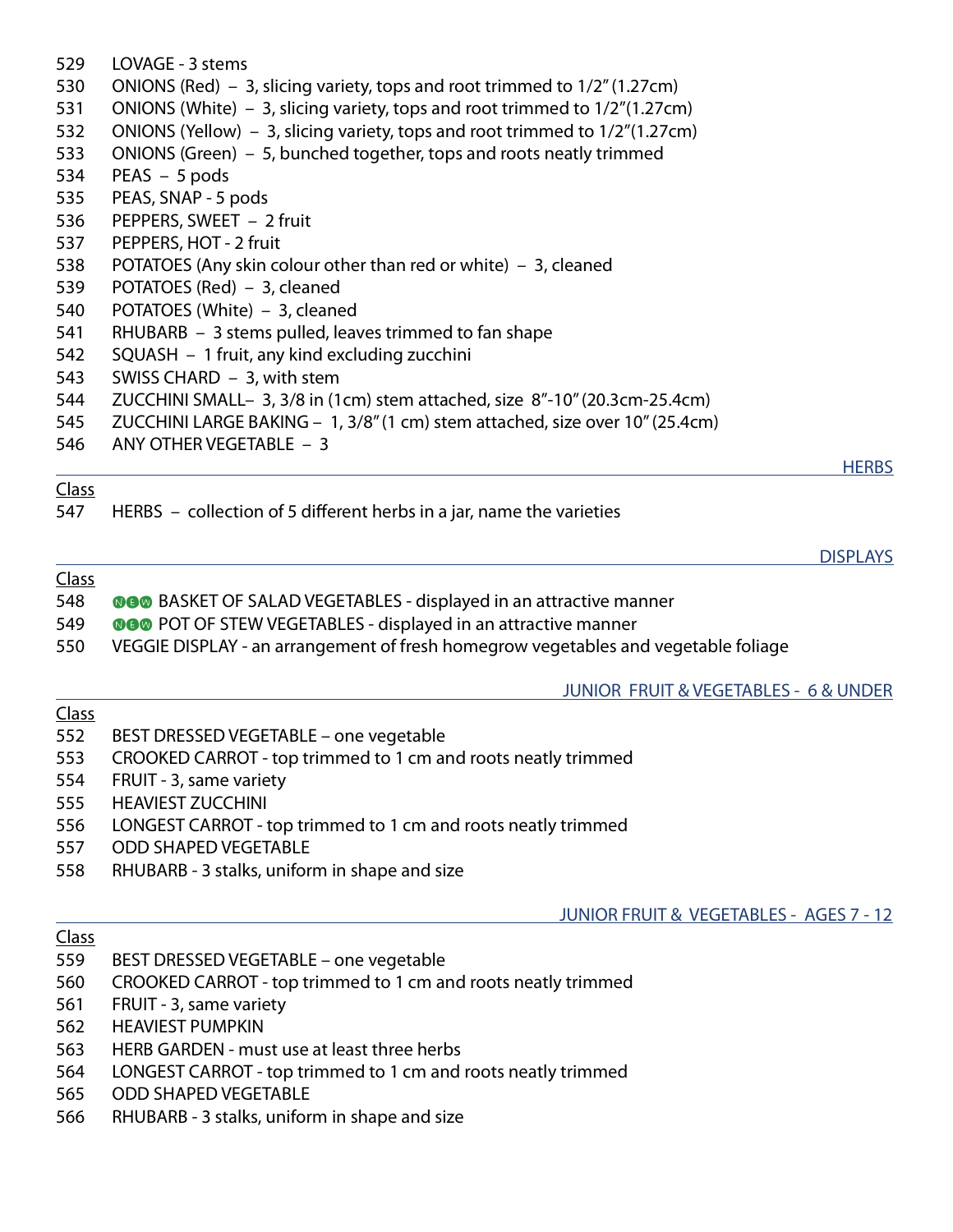529 LOVAGE - 3 stems
530 ONIONS (Red) – 3, slicing variety, tops and root trimmed to 1/2" (1.27cm)
531 ONIONS (White) – 3, slicing variety, tops and root trimmed to 1/2"(1.27cm)
532 ONIONS (Yellow) – 3, slicing variety, tops and root trimmed to 1/2"(1.27cm)
533 ONIONS (Green) – 5, bunched together, tops and roots neatly trimmed
534 PEAS – 5 pods
535 PEAS, SNAP - 5 pods
536 PEPPERS, SWEET – 2 fruit
537 PEPPERS, HOT - 2 fruit
538 POTATOES (Any skin colour other than red or white) – 3, cleaned
539 POTATOES (Red) – 3, cleaned
540 POTATOES (White) – 3, cleaned
541 RHUBARB – 3 stems pulled, leaves trimmed to fan shape
542 SQUASH – 1 fruit, any kind excluding zucchini
543 SWISS CHARD – 3, with stem
544 ZUCCHINI SMALL– 3, 3/8 in (1cm) stem attached, size 8"-10" (20.3cm-25.4cm)
545 ZUCCHINI LARGE BAKING – 1, 3/8" (1 cm) stem attached, size over 10" (25.4cm)
546 ANY OTHER VEGETABLE – 3

## HERBS

Class
547 HERBS – collection of 5 different herbs in a jar, name the varieties

## DISPLAYS

Class
548 NEW BASKET OF SALAD VEGETABLES - displayed in an attractive manner
549 NEW POT OF STEW VEGETABLES - displayed in an attractive manner
550 VEGGIE DISPLAY - an arrangement of fresh homegrow vegetables and vegetable foliage

## JUNIOR FRUIT & VEGETABLES - 6 & UNDER

Class
552 BEST DRESSED VEGETABLE – one vegetable
553 CROOKED CARROT - top trimmed to 1 cm and roots neatly trimmed
554 FRUIT - 3, same variety
555 HEAVIEST ZUCCHINI
556 LONGEST CARROT - top trimmed to 1 cm and roots neatly trimmed
557 ODD SHAPED VEGETABLE
558 RHUBARB - 3 stalks, uniform in shape and size

## JUNIOR FRUIT & VEGETABLES - AGES 7 - 12

Class
559 BEST DRESSED VEGETABLE – one vegetable
560 CROOKED CARROT - top trimmed to 1 cm and roots neatly trimmed
561 FRUIT - 3, same variety
562 HEAVIEST PUMPKIN
563 HERB GARDEN - must use at least three herbs
564 LONGEST CARROT - top trimmed to 1 cm and roots neatly trimmed
565 ODD SHAPED VEGETABLE
566 RHUBARB - 3 stalks, uniform in shape and size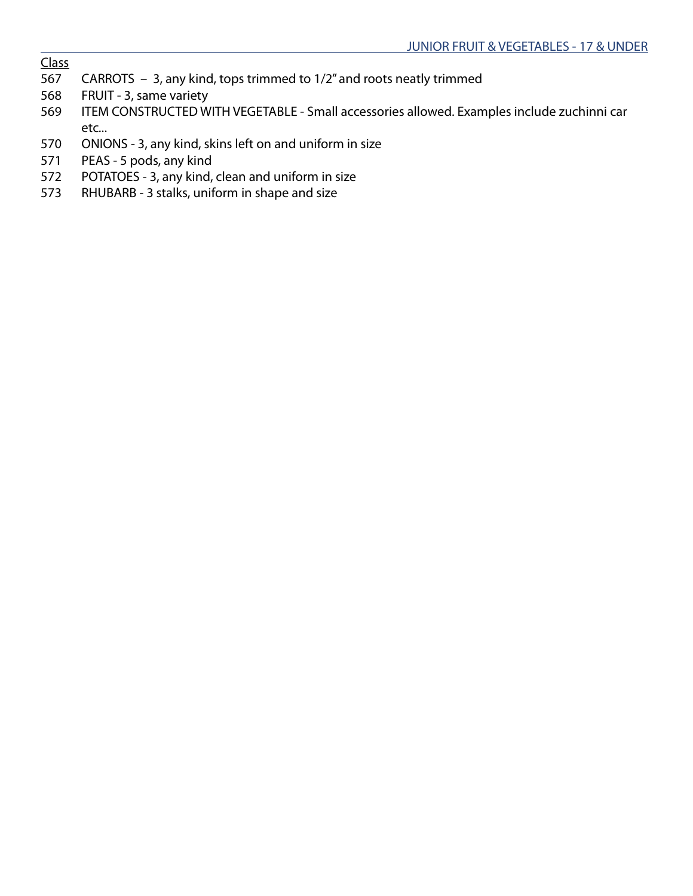## JUNIOR FRUIT & VEGETABLES - 17 & UNDER

Class

567 CARROTS – 3, any kind, tops trimmed to 1/2" and roots neatly trimmed

568 FRUIT - 3, same variety

569 ITEM CONSTRUCTED WITH VEGETABLE - Small accessories allowed. Examples include zuchinni car etc...

570 ONIONS - 3, any kind, skins left on and uniform in size

571 PEAS - 5 pods, any kind

572 POTATOES - 3, any kind, clean and uniform in size

573 RHUBARB - 3 stalks, uniform in shape and size